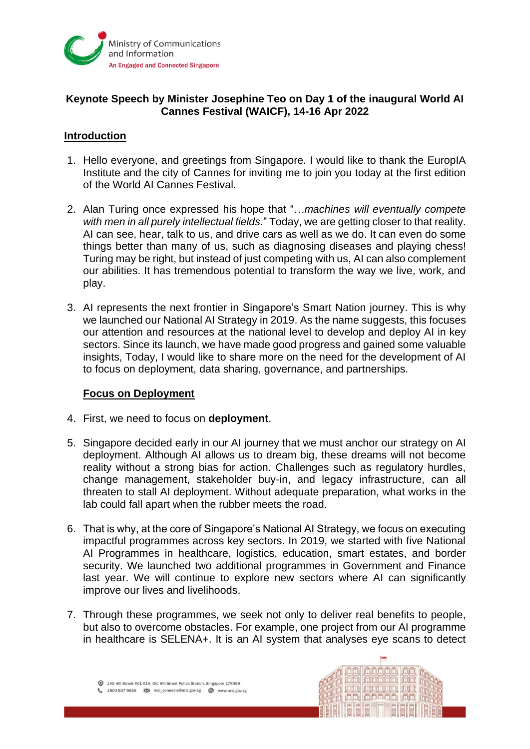**Keynote Speech by Minister Josephine Teo on Day 1 of the inaugural World AI Cannes Festival (WAICF), 14-16 Apr 2022**

**Introduction**

1. Hello everyone, and greetings from Singapore. I would like to thank the EuropIA Institute and the city of Cannes for inviting me to join you today at the first edition of the World AI Cannes Festival.

2. Alan Turing once expressed his hope that "*…machines will eventually compete with men in all purely intellectual fields.*" Today, we are getting closer to that reality. AI can see, hear, talk to us, and drive cars as well as we do. It can even do some things better than many of us, such as diagnosing diseases and playing chess! Turing may be right, but instead of just competing with us, AI can also complement our abilities. It has tremendous potential to transform the way we live, work, and play.

3. AI represents the next frontier in Singapore's Smart Nation journey. This is why we launched our National AI Strategy in 2019. As the name suggests, this focuses our attention and resources at the national level to develop and deploy AI in key sectors. Since its launch, we have made good progress and gained some valuable insights, Today, I would like to share more on the need for the development of AI to focus on deployment, data sharing, governance, and partnerships.

**Focus on Deployment**

4. First, we need to focus on **deployment**.

5. Singapore decided early in our AI journey that we must anchor our strategy on AI deployment. Although AI allows us to dream big, these dreams will not become reality without a strong bias for action. Challenges such as regulatory hurdles, change management, stakeholder buy-in, and legacy infrastructure, can all threaten to stall AI deployment. Without adequate preparation, what works in the lab could fall apart when the rubber meets the road.

6. That is why, at the core of Singapore's National AI Strategy, we focus on executing impactful programmes across key sectors. In 2019, we started with five National AI Programmes in healthcare, logistics, education, smart estates, and border security. We launched two additional programmes in Government and Finance last year. We will continue to explore new sectors where AI can significantly improve our lives and livelihoods.

7. Through these programmes, we seek not only to deliver real benefits to people, but also to overcome obstacles. For example, one project from our AI programme in healthcare is SELENA+. It is an AI system that analyses eye scans to detect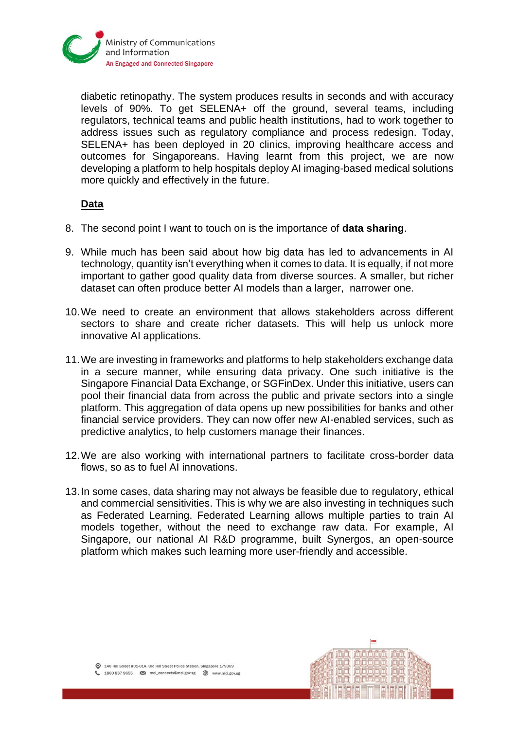diabetic retinopathy. The system produces results in seconds and with accuracy levels of 90%. To get SELENA+ off the ground, several teams, including regulators, technical teams and public health institutions, had to work together to address issues such as regulatory compliance and process redesign. Today, SELENA+ has been deployed in 20 clinics, improving healthcare access and outcomes for Singaporeans. Having learnt from this project, we are now developing a platform to help hospitals deploy AI imaging-based medical solutions more quickly and effectively in the future.

<u>**Data**</u>

8. The second point I want to touch on is the importance of **data sharing**.

9. While much has been said about how big data has led to advancements in AI technology, quantity isn't everything when it comes to data. It is equally, if not more important to gather good quality data from diverse sources. A smaller, but richer dataset can often produce better AI models than a larger, narrower one.

10. We need to create an environment that allows stakeholders across different sectors to share and create richer datasets. This will help us unlock more innovative AI applications.

11. We are investing in frameworks and platforms to help stakeholders exchange data in a secure manner, while ensuring data privacy. One such initiative is the Singapore Financial Data Exchange, or SGFinDex. Under this initiative, users can pool their financial data from across the public and private sectors into a single platform. This aggregation of data opens up new possibilities for banks and other financial service providers. They can now offer new AI-enabled services, such as predictive analytics, to help customers manage their finances.

12. We are also working with international partners to facilitate cross-border data flows, so as to fuel AI innovations.

13. In some cases, data sharing may not always be feasible due to regulatory, ethical and commercial sensitivities. This is why we are also investing in techniques such as Federated Learning. Federated Learning allows multiple parties to train AI models together, without the need to exchange raw data. For example, AI Singapore, our national AI R&D programme, built Synergos, an open-source platform which makes such learning more user-friendly and accessible.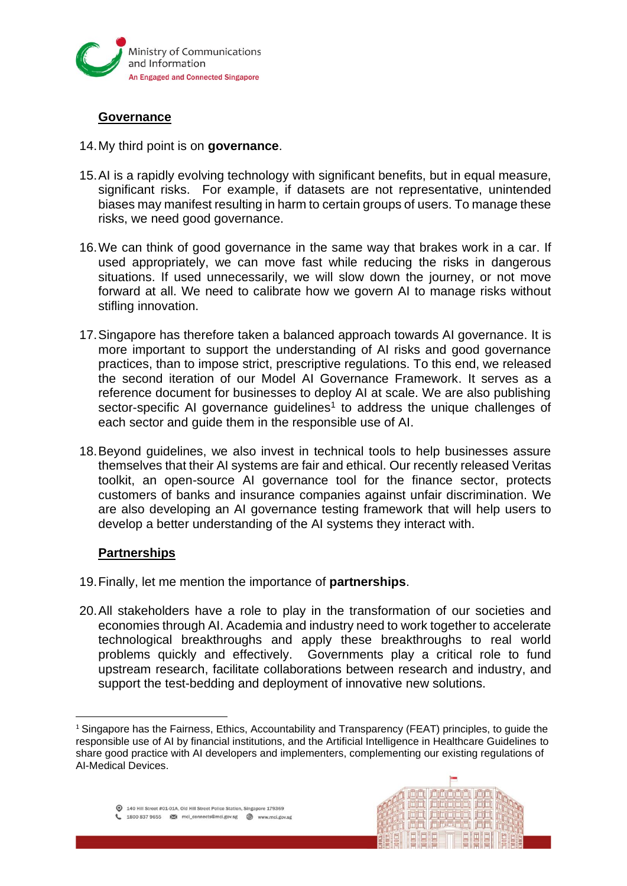## Governance

14. My third point is on **governance**.

15. AI is a rapidly evolving technology with significant benefits, but in equal measure, significant risks. For example, if datasets are not representative, unintended biases may manifest resulting in harm to certain groups of users. To manage these risks, we need good governance.

16. We can think of good governance in the same way that brakes work in a car. If used appropriately, we can move fast while reducing the risks in dangerous situations. If used unnecessarily, we will slow down the journey, or not move forward at all. We need to calibrate how we govern AI to manage risks without stifling innovation.

17. Singapore has therefore taken a balanced approach towards AI governance. It is more important to support the understanding of AI risks and good governance practices, than to impose strict, prescriptive regulations. To this end, we released the second iteration of our Model AI Governance Framework. It serves as a reference document for businesses to deploy AI at scale. We are also publishing sector-specific AI governance guidelines[1] to address the unique challenges of each sector and guide them in the responsible use of AI.

18. Beyond guidelines, we also invest in technical tools to help businesses assure themselves that their AI systems are fair and ethical. Our recently released Veritas toolkit, an open-source AI governance tool for the finance sector, protects customers of banks and insurance companies against unfair discrimination. We are also developing an AI governance testing framework that will help users to develop a better understanding of the AI systems they interact with.

## Partnerships

19. Finally, let me mention the importance of **partnerships**.

20. All stakeholders have a role to play in the transformation of our societies and economies through AI. Academia and industry need to work together to accelerate technological breakthroughs and apply these breakthroughs to real world problems quickly and effectively. Governments play a critical role to fund upstream research, facilitate collaborations between research and industry, and support the test-bedding and deployment of innovative new solutions.

---

[1] Singapore has the Fairness, Ethics, Accountability and Transparency (FEAT) principles, to guide the responsible use of AI by financial institutions, and the Artificial Intelligence in Healthcare Guidelines to share good practice with AI developers and implementers, complementing our existing regulations of AI-Medical Devices.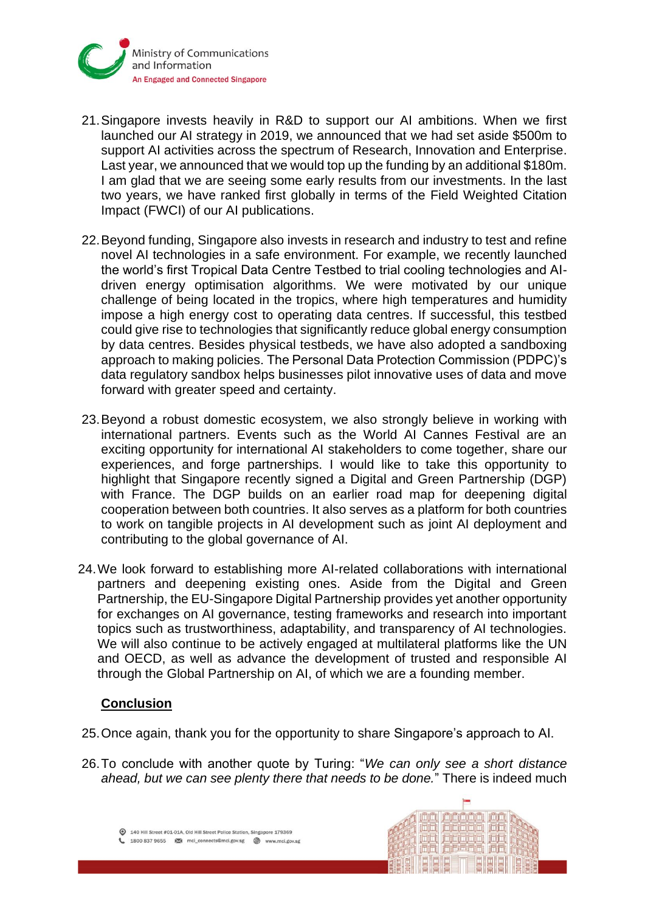21. Singapore invests heavily in R&D to support our AI ambitions. When we first launched our AI strategy in 2019, we announced that we had set aside $500m to support AI activities across the spectrum of Research, Innovation and Enterprise. Last year, we announced that we would top up the funding by an additional $180m. I am glad that we are seeing some early results from our investments. In the last two years, we have ranked first globally in terms of the Field Weighted Citation Impact (FWCI) of our AI publications.

22. Beyond funding, Singapore also invests in research and industry to test and refine novel AI technologies in a safe environment. For example, we recently launched the world's first Tropical Data Centre Testbed to trial cooling technologies and AI-driven energy optimisation algorithms. We were motivated by our unique challenge of being located in the tropics, where high temperatures and humidity impose a high energy cost to operating data centres. If successful, this testbed could give rise to technologies that significantly reduce global energy consumption by data centres. Besides physical testbeds, we have also adopted a sandboxing approach to making policies. The Personal Data Protection Commission (PDPC)'s data regulatory sandbox helps businesses pilot innovative uses of data and move forward with greater speed and certainty.

23. Beyond a robust domestic ecosystem, we also strongly believe in working with international partners. Events such as the World AI Cannes Festival are an exciting opportunity for international AI stakeholders to come together, share our experiences, and forge partnerships. I would like to take this opportunity to highlight that Singapore recently signed a Digital and Green Partnership (DGP) with France. The DGP builds on an earlier road map for deepening digital cooperation between both countries. It also serves as a platform for both countries to work on tangible projects in AI development such as joint AI deployment and contributing to the global governance of AI.

24. We look forward to establishing more AI-related collaborations with international partners and deepening existing ones. Aside from the Digital and Green Partnership, the EU-Singapore Digital Partnership provides yet another opportunity for exchanges on AI governance, testing frameworks and research into important topics such as trustworthiness, adaptability, and transparency of AI technologies. We will also continue to be actively engaged at multilateral platforms like the UN and OECD, as well as advance the development of trusted and responsible AI through the Global Partnership on AI, of which we are a founding member.

## Conclusion

25. Once again, thank you for the opportunity to share Singapore's approach to AI.

26. To conclude with another quote by Turing: "*We can only see a short distance ahead, but we can see plenty there that needs to be done.*" There is indeed much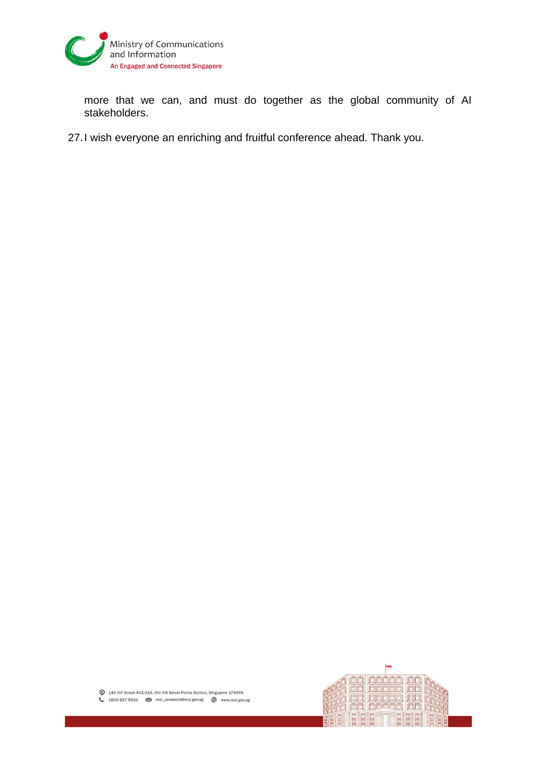more that we can, and must do together as the global community of AI stakeholders.

27. I wish everyone an enriching and fruitful conference ahead. Thank you.